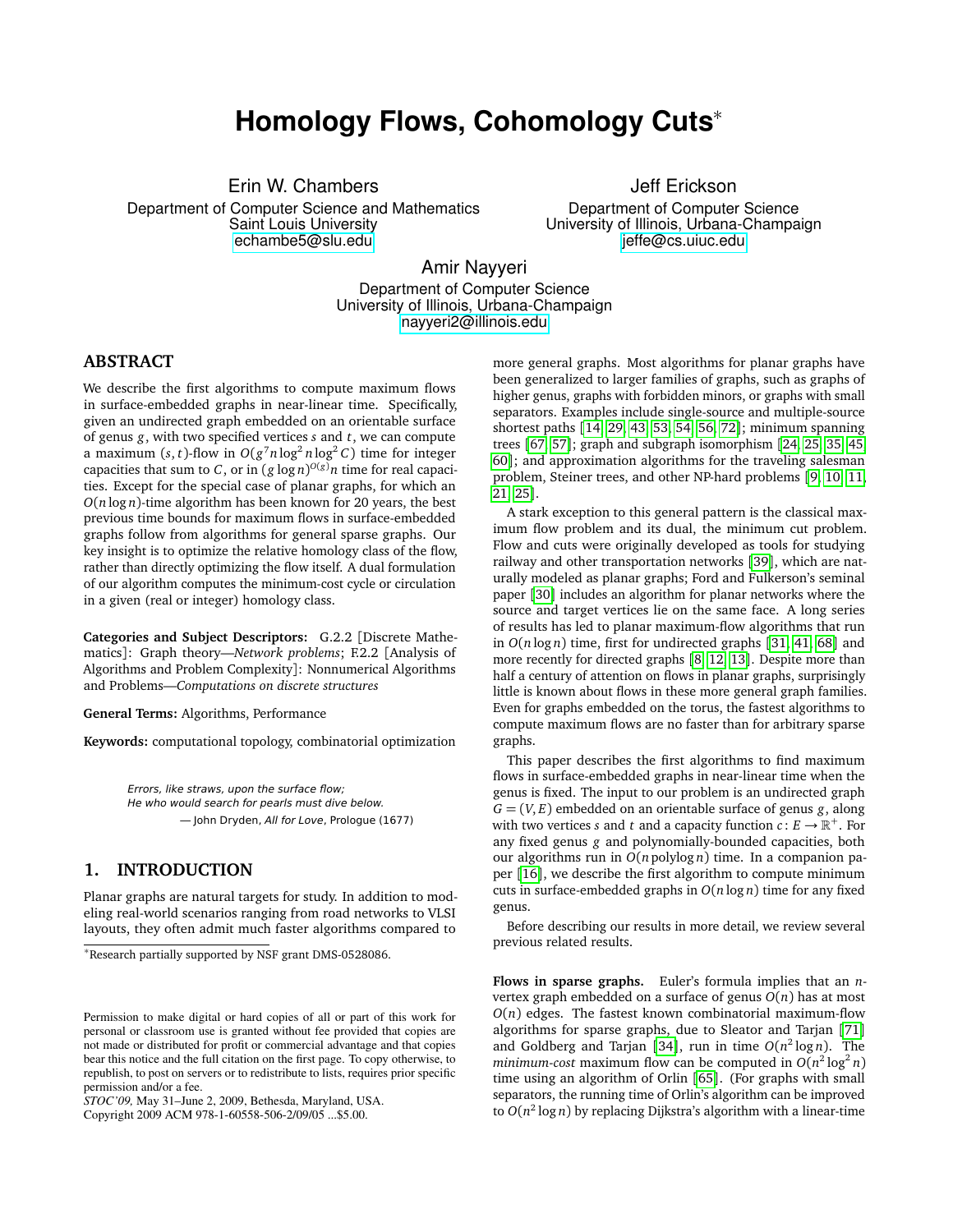# Homology Flows, Cohomology Cuts*

Erin W. Chambers
Department of Computer Science and Mathematics
Saint Louis University
echambe5@slu.edu

Jeff Erickson
Department of Computer Science
University of Illinois, Urbana-Champaign
jeffe@cs.uiuc.edu

Amir Nayyeri
Department of Computer Science
University of Illinois, Urbana-Champaign
nayyeri2@illinois.edu

## ABSTRACT

We describe the first algorithms to compute maximum flows in surface-embedded graphs in near-linear time. Specifically, given an undirected graph embedded on an orientable surface of genus $g$, with two specified vertices $s$ and $t$, we can compute a maximum $(s,t)$-flow in $O(g^7 n \log^2 n \log^2 C)$ time for integer capacities that sum to $C$, or in $(g \log n)^{O(g)} n$ time for real capacities. Except for the special case of planar graphs, for which an $O(n \log n)$-time algorithm has been known for 20 years, the best previous time bounds for maximum flows in surface-embedded graphs follow from algorithms for general sparse graphs. Our key insight is to optimize the relative homology class of the flow, rather than directly optimizing the flow itself. A dual formulation of our algorithm computes the minimum-cost cycle or circulation in a given (real or integer) homology class.

**Categories and Subject Descriptors:** G.2.2 [Discrete Mathematics]: Graph theory—*Network problems*; F.2.2 [Analysis of Algorithms and Problem Complexity]: Nonnumerical Algorithms and Problems—*Computations on discrete structures*

**General Terms:** Algorithms, Performance

**Keywords:** computational topology, combinatorial optimization

> *Errors, like straws, upon the surface flow;*
> *He who would search for pearls must dive below.*
> — John Dryden, *All for Love*, Prologue (1677)

## 1. INTRODUCTION

Planar graphs are natural targets for study. In addition to modeling real-world scenarios ranging from road networks to VLSI layouts, they often admit much faster algorithms compared to more general graphs. Most algorithms for planar graphs have been generalized to larger families of graphs, such as graphs of higher genus, graphs with forbidden minors, or graphs with small separators. Examples include single-source and multiple-source shortest paths [14, 29, 43, 53, 54, 56, 72]; minimum spanning trees [67, 57]; graph and subgraph isomorphism [24, 25, 35, 45, 60]; and approximation algorithms for the traveling salesman problem, Steiner trees, and other NP-hard problems [9, 10, 11, 21, 25].

A stark exception to this general pattern is the classical maximum flow problem and its dual, the minimum cut problem. Flow and cuts were originally developed as tools for studying railway and other transportation networks [39], which are naturally modeled as planar graphs; Ford and Fulkerson's seminal paper [30] includes an algorithm for planar networks where the source and target vertices lie on the same face. A long series of results has led to planar maximum-flow algorithms that run in $O(n \log n)$ time, first for undirected graphs [31, 41, 68] and more recently for directed graphs [8, 12, 13]. Despite more than half a century of attention on flows in planar graphs, surprisingly little is known about flows in these more general graph families. Even for graphs embedded on the torus, the fastest algorithms to compute maximum flows are no faster than for arbitrary sparse graphs.

This paper describes the first algorithms to find maximum flows in surface-embedded graphs in near-linear time when the genus is fixed. The input to our problem is an undirected graph $G = (V, E)$ embedded on an orientable surface of genus $g$, along with two vertices $s$ and $t$ and a capacity function $c\colon E \to \mathbb{R}^+$. For any fixed genus $g$ and polynomially-bounded capacities, both our algorithms run in $O(n \operatorname{polylog} n)$ time. In a companion paper [16], we describe the first algorithm to compute minimum cuts in surface-embedded graphs in $O(n \log n)$ time for any fixed genus.

Before describing our results in more detail, we review several previous related results.

**Flows in sparse graphs.** Euler's formula implies that an $n$-vertex graph embedded on a surface of genus $O(n)$ has at most $O(n)$ edges. The fastest known combinatorial maximum-flow algorithms for sparse graphs, due to Sleator and Tarjan [71] and Goldberg and Tarjan [34], run in time $O(n^2 \log n)$. The *minimum-cost* maximum flow can be computed in $O(n^2 \log^2 n)$ time using an algorithm of Orlin [65]. (For graphs with small separators, the running time of Orlin's algorithm can be improved to $O(n^2 \log n)$ by replacing Dijkstra's algorithm with a linear-time

*Research partially supported by NSF grant DMS-0528086.

Permission to make digital or hard copies of all or part of this work for personal or classroom use is granted without fee provided that copies are not made or distributed for profit or commercial advantage and that copies bear this notice and the full citation on the first page. To copy otherwise, to republish, to post on servers or to redistribute to lists, requires prior specific permission and/or a fee.
*STOC'09,* May 31–June 2, 2009, Bethesda, Maryland, USA.
Copyright 2009 ACM 978-1-60558-506-2/09/05 ...$5.00.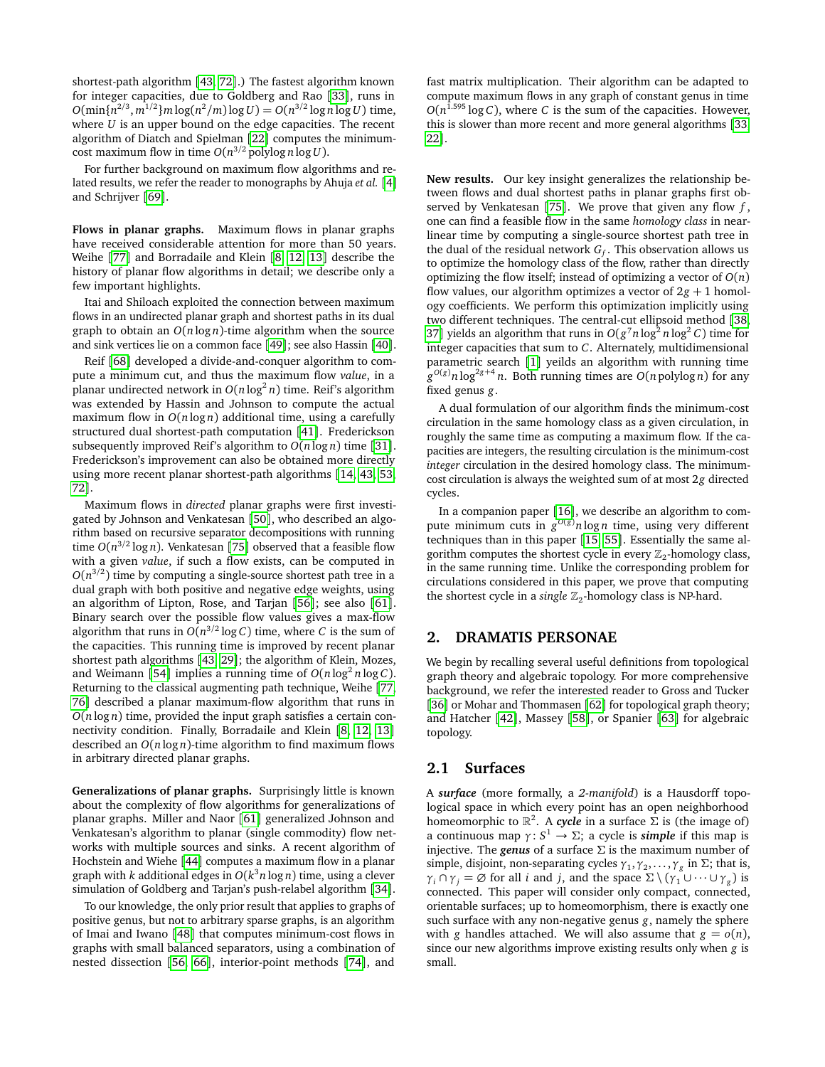shortest-path algorithm [43, 72].) The fastest algorithm known for integer capacities, due to Goldberg and Rao [33], runs in $O(\min\{n^{2/3}, m^{1/2}\} m \log(n^2/m) \log U) = O(n^{3/2} \log n \log U)$ time, where $U$ is an upper bound on the edge capacities. The recent algorithm of Diatch and Spielman [22] computes the minimum-cost maximum flow in time $O(n^{3/2} \operatorname{polylog} n \log U)$.

For further background on maximum flow algorithms and related results, we refer the reader to monographs by Ahuja *et al.* [4] and Schrijver [69].

**Flows in planar graphs.** Maximum flows in planar graphs have received considerable attention for more than 50 years. Weihe [77] and Borradaile and Klein [8, 12, 13] describe the history of planar flow algorithms in detail; we describe only a few important highlights.

Itai and Shiloach exploited the connection between maximum flows in an undirected planar graph and shortest paths in its dual graph to obtain an $O(n \log n)$-time algorithm when the source and sink vertices lie on a common face [49]; see also Hassin [40].

Reif [68] developed a divide-and-conquer algorithm to compute a minimum cut, and thus the maximum flow *value*, in a planar undirected network in $O(n \log^2 n)$ time. Reif's algorithm was extended by Hassin and Johnson to compute the actual maximum flow in $O(n \log n)$ additional time, using a carefully structured dual shortest-path computation [41]. Frederickson subsequently improved Reif's algorithm to $O(n \log n)$ time [31]. Frederickson's improvement can also be obtained more directly using more recent planar shortest-path algorithms [14, 43, 53, 72].

Maximum flows in *directed* planar graphs were first investigated by Johnson and Venkatesan [50], who described an algorithm based on recursive separator decompositions with running time $O(n^{3/2} \log n)$. Venkatesan [75] observed that a feasible flow with a given *value*, if such a flow exists, can be computed in $O(n^{3/2})$ time by computing a single-source shortest path tree in a dual graph with both positive and negative edge weights, using an algorithm of Lipton, Rose, and Tarjan [56]; see also [61]. Binary search over the possible flow values gives a max-flow algorithm that runs in $O(n^{3/2} \log C)$ time, where $C$ is the sum of the capacities. This running time is improved by recent planar shortest path algorithms [43, 29]; the algorithm of Klein, Mozes, and Weimann [54] implies a running time of $O(n \log^2 n \log C)$. Returning to the classical augmenting path technique, Weihe [77, 76] described a planar maximum-flow algorithm that runs in $O(n \log n)$ time, provided the input graph satisfies a certain connectivity condition. Finally, Borradaile and Klein [8, 12, 13] described an $O(n \log n)$-time algorithm to find maximum flows in arbitrary directed planar graphs.

**Generalizations of planar graphs.** Surprisingly little is known about the complexity of flow algorithms for generalizations of planar graphs. Miller and Naor [61] generalized Johnson and Venkatesan's algorithm to planar (single commodity) flow networks with multiple sources and sinks. A recent algorithm of Hochstein and Wiehe [44] computes a maximum flow in a planar graph with $k$ additional edges in $O(k^3 n \log n)$ time, using a clever simulation of Goldberg and Tarjan's push-relabel algorithm [34].

To our knowledge, the only prior result that applies to graphs of positive genus, but not to arbitrary sparse graphs, is an algorithm of Imai and Iwano [48] that computes minimum-cost flows in graphs with small balanced separators, using a combination of nested dissection [56, 66], interior-point methods [74], and fast matrix multiplication. Their algorithm can be adapted to compute maximum flows in any graph of constant genus in time $O(n^{1.595} \log C)$, where $C$ is the sum of the capacities. However, this is slower than more recent and more general algorithms [33, 22].

**New results.** Our key insight generalizes the relationship between flows and dual shortest paths in planar graphs first observed by Venkatesan [75]. We prove that given any flow $f$, one can find a feasible flow in the same *homology class* in near-linear time by computing a single-source shortest path tree in the dual of the residual network $G_f$. This observation allows us to optimize the homology class of the flow, rather than directly optimizing the flow itself; instead of optimizing a vector of $O(n)$ flow values, our algorithm optimizes a vector of $2g+1$ homology coefficients. We perform this optimization implicitly using two different techniques. The central-cut ellipsoid method [38, 37] yields an algorithm that runs in $O(g^7 n \log^2 n \log^2 C)$ time for integer capacities that sum to $C$. Alternately, multidimensional parametric search [1] yeilds an algorithm with running time $g^{O(g)} n \log^{2g+4} n$. Both running times are $O(n \operatorname{polylog} n)$ for any fixed genus $g$.

A dual formulation of our algorithm finds the minimum-cost circulation in the same homology class as a given circulation, in roughly the same time as computing a maximum flow. If the capacities are integers, the resulting circulation is the minimum-cost *integer* circulation in the desired homology class. The minimum-cost circulation is always the weighted sum of at most $2g$ directed cycles.

In a companion paper [16], we describe an algorithm to compute minimum cuts in $g^{O(g)} n \log n$ time, using very different techniques than in this paper [15, 55]. Essentially the same algorithm computes the shortest cycle in every $\mathbb{Z}_2$-homology class, in the same running time. Unlike the corresponding problem for circulations considered in this paper, we prove that computing the shortest cycle in a *single* $\mathbb{Z}_2$-homology class is NP-hard.

## 2. DRAMATIS PERSONAE

We begin by recalling several useful definitions from topological graph theory and algebraic topology. For more comprehensive background, we refer the interested reader to Gross and Tucker [36] or Mohar and Thommasen [62] for topological graph theory; and Hatcher [42], Massey [58], or Spanier [63] for algebraic topology.

### 2.1 Surfaces

A ***surface*** (more formally, a *2-manifold*) is a Hausdorff topological space in which every point has an open neighborhood homeomorphic to $\mathbb{R}^2$. A ***cycle*** in a surface $\Sigma$ is (the image of) a continuous map $\gamma\colon S^1 \to \Sigma$; a cycle is ***simple*** if this map is injective. The ***genus*** of a surface $\Sigma$ is the maximum number of simple, disjoint, non-separating cycles $\gamma_1, \gamma_2, \ldots, \gamma_g$ in $\Sigma$; that is, $\gamma_i \cap \gamma_j = \varnothing$ for all $i$ and $j$, and the space $\Sigma \setminus (\gamma_1 \cup \cdots \cup \gamma_g)$ is connected. This paper will consider only compact, connected, orientable surfaces; up to homeomorphism, there is exactly one such surface with any non-negative genus $g$, namely the sphere with $g$ handles attached. We will also assume that $g = o(n)$, since our new algorithms improve existing results only when $g$ is small.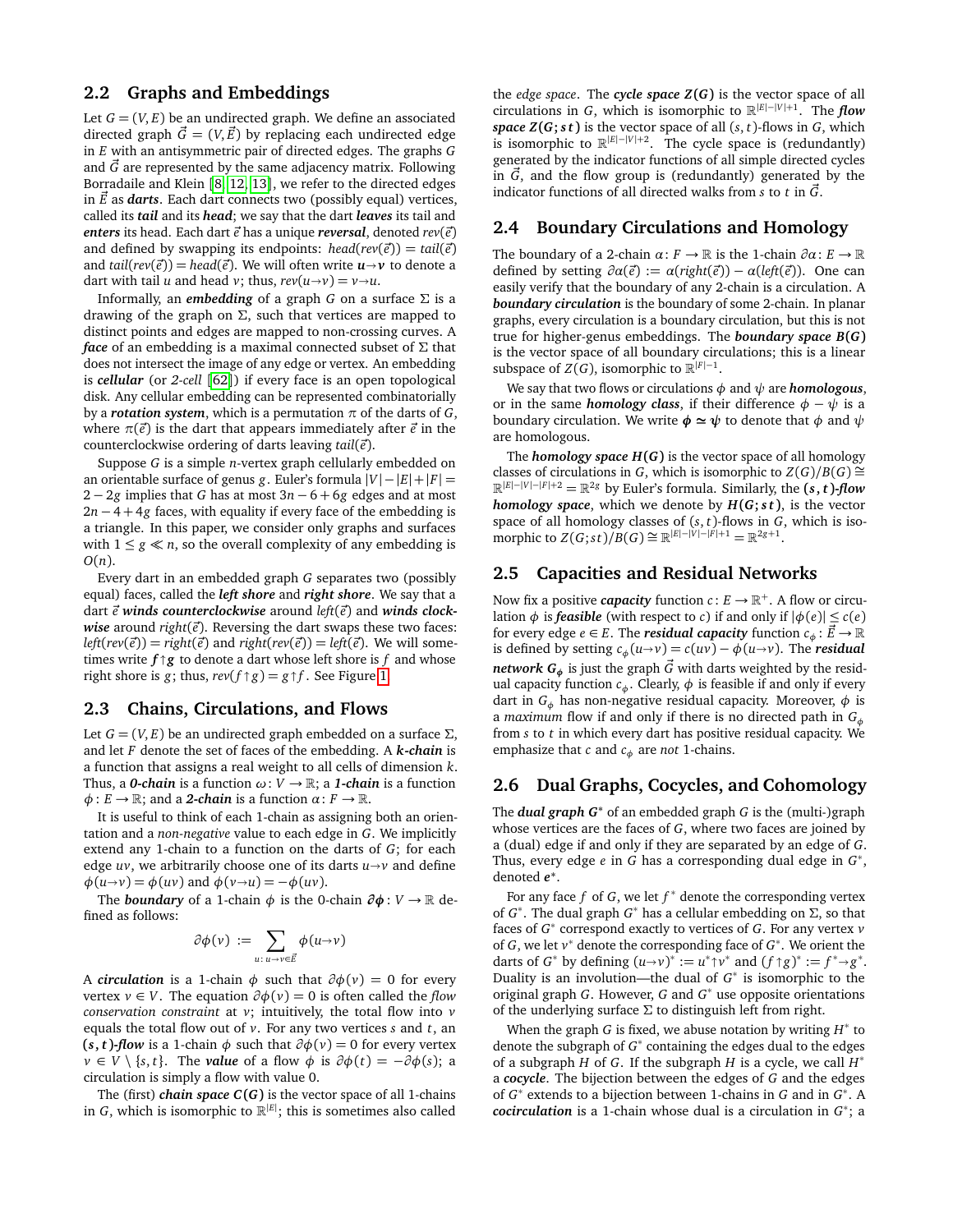## 2.2 Graphs and Embeddings

Let $G = (V, E)$ be an undirected graph. We define an associated directed graph $\vec{G} = (V, \vec{E})$ by replacing each undirected edge in $E$ with an antisymmetric pair of directed edges. The graphs $G$ and $\vec{G}$ are represented by the same adjacency matrix. Following Borradaile and Klein [8, 12, 13], we refer to the directed edges in $\vec{E}$ as ***darts***. Each dart connects two (possibly equal) vertices, called its ***tail*** and its ***head***; we say that the dart ***leaves*** its tail and ***enters*** its head. Each dart $\vec{e}$ has a unique ***reversal***, denoted $rev(\vec{e})$ and defined by swapping its endpoints: $head(rev(\vec{e})) = tail(\vec{e})$ and $tail(rev(\vec{e})) = head(\vec{e})$. We will often write $\boldsymbol{u{\to}v}$ to denote a dart with tail $u$ and head $v$; thus, $rev(u{\to}v) = v{\to}u$.

Informally, an ***embedding*** of a graph $G$ on a surface $\Sigma$ is a drawing of the graph on $\Sigma$, such that vertices are mapped to distinct points and edges are mapped to non-crossing curves. A ***face*** of an embedding is a maximal connected subset of $\Sigma$ that does not intersect the image of any edge or vertex. An embedding is ***cellular*** (or *2-cell* [62]) if every face is an open topological disk. Any cellular embedding can be represented combinatorially by a ***rotation system***, which is a permutation $\pi$ of the darts of $G$, where $\pi(\vec{e})$ is the dart that appears immediately after $\vec{e}$ in the counterclockwise ordering of darts leaving $tail(\vec{e})$.

Suppose $G$ is a simple $n$-vertex graph cellularly embedded on an orientable surface of genus $g$. Euler's formula $|V| - |E| + |F| = 2 - 2g$ implies that $G$ has at most $3n - 6 + 6g$ edges and at most $2n - 4 + 4g$ faces, with equality if every face of the embedding is a triangle. In this paper, we consider only graphs and surfaces with $1 \le g \ll n$, so the overall complexity of any embedding is $O(n)$.

Every dart in an embedded graph $G$ separates two (possibly equal) faces, called the ***left shore*** and ***right shore***. We say that a dart $\vec{e}$ ***winds counterclockwise*** around $left(\vec{e})$ and ***winds clockwise*** around $right(\vec{e})$. Reversing the dart swaps these two faces: $left(rev(\vec{e})) = right(\vec{e})$ and $right(rev(\vec{e})) = left(\vec{e})$. We will sometimes write $\boldsymbol{f{\uparrow}g}$ to denote a dart whose left shore is $f$ and whose right shore is $g$; thus, $rev(f{\uparrow}g) = g{\uparrow}f$. See Figure 1.

## 2.3 Chains, Circulations, and Flows

Let $G = (V, E)$ be an undirected graph embedded on a surface $\Sigma$, and let $F$ denote the set of faces of the embedding. A ***k-chain*** is a function that assigns a real weight to all cells of dimension $k$. Thus, a ***0-chain*** is a function $\omega \colon V \to \mathbb{R}$; a ***1-chain*** is a function $\phi \colon E \to \mathbb{R}$; and a ***2-chain*** is a function $\alpha \colon F \to \mathbb{R}$.

It is useful to think of each 1-chain as assigning both an orientation and a *non-negative* value to each edge in $G$. We implicitly extend any 1-chain to a function on the darts of $G$; for each edge $uv$, we arbitrarily choose one of its darts $u{\to}v$ and define $\phi(u{\to}v) = \phi(uv)$ and $\phi(v{\to}u) = -\phi(uv)$.

The ***boundary*** of a 1-chain $\phi$ is the 0-chain $\boldsymbol{\partial\phi} \colon V \to \mathbb{R}$ defined as follows:

$$\partial\phi(v) := \sum_{u \colon u\to v \in \vec{E}} \phi(u{\to}v)$$

A ***circulation*** is a 1-chain $\phi$ such that $\partial\phi(v) = 0$ for every vertex $v \in V$. The equation $\partial\phi(v) = 0$ is often called the *flow conservation constraint* at $v$; intuitively, the total flow into $v$ equals the total flow out of $v$. For any two vertices $s$ and $t$, an ***(s, t)-flow*** is a 1-chain $\phi$ such that $\partial\phi(v) = 0$ for every vertex $v \in V \setminus \{s, t\}$. The ***value*** of a flow $\phi$ is $\partial\phi(t) = -\partial\phi(s)$; a circulation is simply a flow with value 0.

The (first) ***chain space C(G)*** is the vector space of all 1-chains in $G$, which is isomorphic to $\mathbb{R}^{|E|}$; this is sometimes also called the *edge space*. The ***cycle space Z(G)*** is the vector space of all circulations in $G$, which is isomorphic to $\mathbb{R}^{|E|-|V|+1}$. The ***flow space Z(G; st)*** is the vector space of all $(s, t)$-flows in $G$, which is isomorphic to $\mathbb{R}^{|E|-|V|+2}$. The cycle space is (redundantly) generated by the indicator functions of all simple directed cycles in $\vec{G}$, and the flow group is (redundantly) generated by the indicator functions of all directed walks from $s$ to $t$ in $\vec{G}$.

## 2.4 Boundary Circulations and Homology

The boundary of a 2-chain $\alpha \colon F \to \mathbb{R}$ is the 1-chain $\partial\alpha \colon E \to \mathbb{R}$ defined by setting $\partial\alpha(\vec{e}) := \alpha(right(\vec{e})) - \alpha(left(\vec{e}))$. One can easily verify that the boundary of any 2-chain is a circulation. A ***boundary circulation*** is the boundary of some 2-chain. In planar graphs, every circulation is a boundary circulation, but this is not true for higher-genus embeddings. The ***boundary space B(G)*** is the vector space of all boundary circulations; this is a linear subspace of $Z(G)$, isomorphic to $\mathbb{R}^{|F|-1}$.

We say that two flows or circulations $\phi$ and $\psi$ are ***homologous***, or in the same ***homology class***, if their difference $\phi - \psi$ is a boundary circulation. We write $\boldsymbol{\phi \simeq \psi}$ to denote that $\phi$ and $\psi$ are homologous.

The ***homology space H(G)*** is the vector space of all homology classes of circulations in $G$, which is isomorphic to $Z(G)/B(G) \cong \mathbb{R}^{|E|-|V|-|F|+2} = \mathbb{R}^{2g}$ by Euler's formula. Similarly, the ***(s, t)-flow homology space***, which we denote by ***H(G; st)***, is the vector space of all homology classes of $(s, t)$-flows in $G$, which is isomorphic to $Z(G; st)/B(G) \cong \mathbb{R}^{|E|-|V|-|F|+1} = \mathbb{R}^{2g+1}$.

## 2.5 Capacities and Residual Networks

Now fix a positive ***capacity*** function $c \colon E \to \mathbb{R}^+$. A flow or circulation $\phi$ is ***feasible*** (with respect to $c$) if and only if $|\phi(e)| \le c(e)$ for every edge $e \in E$. The ***residual capacity*** function $c_\phi \colon \vec{E} \to \mathbb{R}$ is defined by setting $c_\phi(u{\to}v) = c(uv) - \phi(u{\to}v)$. The ***residual network*** $\boldsymbol{G_\phi}$ is just the graph $\vec{G}$ with darts weighted by the residual capacity function $c_\phi$. Clearly, $\phi$ is feasible if and only if every dart in $G_\phi$ has non-negative residual capacity. Moreover, $\phi$ is a *maximum* flow if and only if there is no directed path in $G_\phi$ from $s$ to $t$ in which every dart has positive residual capacity. We emphasize that $c$ and $c_\phi$ are *not* 1-chains.

## 2.6 Dual Graphs, Cocycles, and Cohomology

The ***dual graph*** $\boldsymbol{G^*}$ of an embedded graph $G$ is the (multi-)graph whose vertices are the faces of $G$, where two faces are joined by a (dual) edge if and only if they are separated by an edge of $G$. Thus, every edge $e$ in $G$ has a corresponding dual edge in $G^*$, denoted $\boldsymbol{e^*}$.

For any face $f$ of $G$, we let $f^*$ denote the corresponding vertex of $G^*$. The dual graph $G^*$ has a cellular embedding on $\Sigma$, so that faces of $G^*$ correspond exactly to vertices of $G$. For any vertex $v$ of $G$, we let $v^*$ denote the corresponding face of $G^*$. We orient the darts of $G^*$ by defining $(u{\to}v)^* := u^*{\uparrow}v^*$ and $(f{\uparrow}g)^* := f^*{\to}g^*$. Duality is an involution—the dual of $G^*$ is isomorphic to the original graph $G$. However, $G$ and $G^*$ use opposite orientations of the underlying surface $\Sigma$ to distinguish left from right.

When the graph $G$ is fixed, we abuse notation by writing $H^*$ to denote the subgraph of $G^*$ containing the edges dual to the edges of a subgraph $H$ of $G$. If the subgraph $H$ is a cycle, we call $H^*$ a ***cocycle***. The bijection between the edges of $G$ and the edges of $G^*$ extends to a bijection between 1-chains in $G$ and in $G^*$. A ***cocirculation*** is a 1-chain whose dual is a circulation in $G^*$; a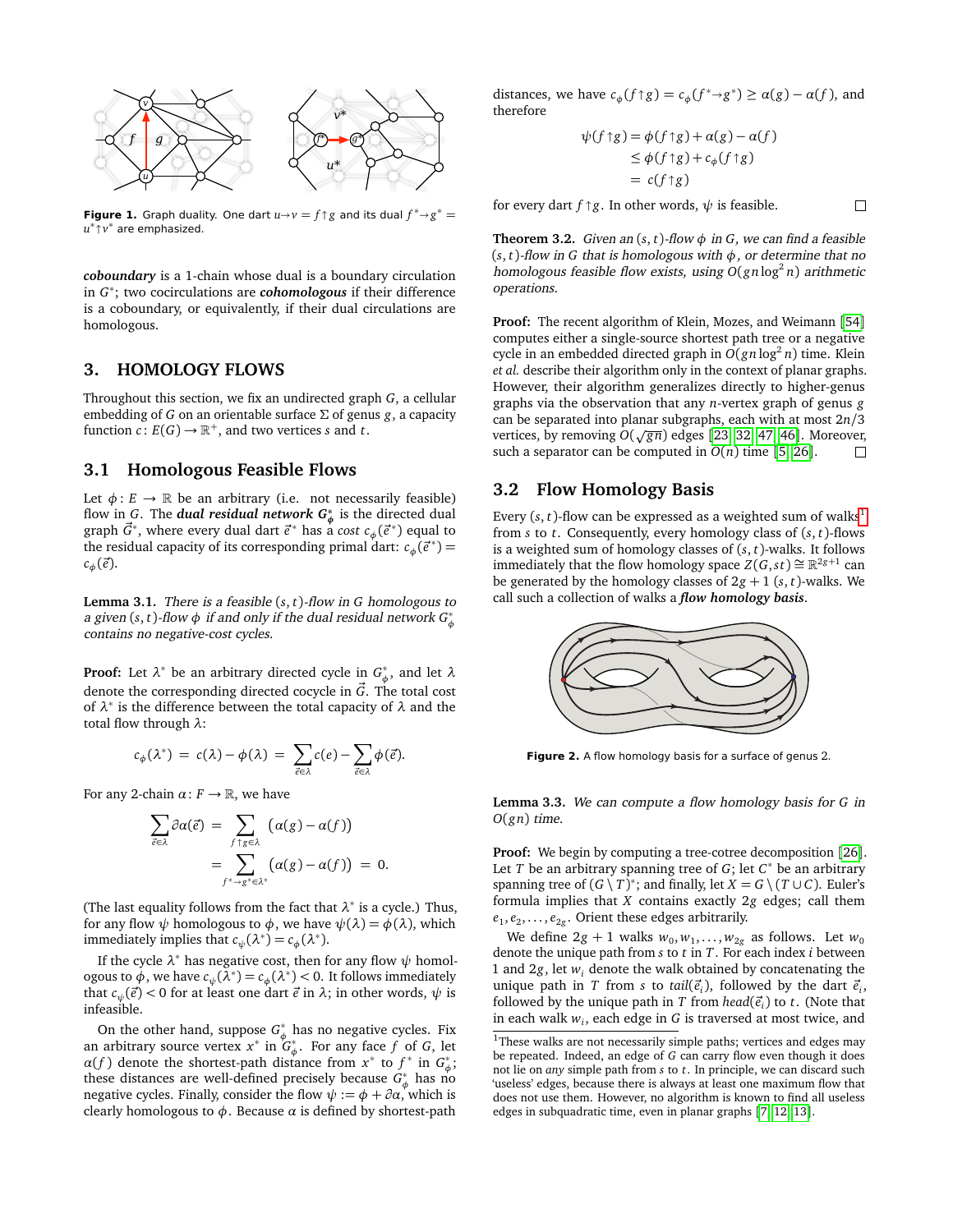**Figure 1.** Graph duality. One dart $u \rightarrow v = f \uparrow g$ and its dual $f^* \rightarrow g^* = u^* \uparrow v^*$ are emphasized.

***coboundary*** is a 1-chain whose dual is a boundary circulation in $G^*$; two cocirculations are ***cohomologous*** if their difference is a coboundary, or equivalently, if their dual circulations are homologous.

## 3. HOMOLOGY FLOWS

Throughout this section, we fix an undirected graph $G$, a cellular embedding of $G$ on an orientable surface $\Sigma$ of genus $g$, a capacity function $c: E(G) \to \mathbb{R}^+$, and two vertices $s$ and $t$.

### 3.1 Homologous Feasible Flows

Let $\phi: E \to \mathbb{R}$ be an arbitrary (i.e. not necessarily feasible) flow in $G$. The ***dual residual network*** $G^*_\phi$ is the directed dual graph $\vec{G}^*$, where every dual dart $\vec{e}^*$ has a *cost* $c_\phi(\vec{e}^*)$ equal to the residual capacity of its corresponding primal dart: $c_\phi(\vec{e}^*) = c_\phi(\vec{e})$.

**Lemma 3.1.** *There is a feasible $(s,t)$-flow in $G$ homologous to a given $(s,t)$-flow $\phi$ if and only if the dual residual network $G^*_\phi$ contains no negative-cost cycles.*

**Proof:** Let $\lambda^*$ be an arbitrary directed cycle in $G^*_\phi$, and let $\lambda$ denote the corresponding directed cocycle in $\vec{G}$. The total cost of $\lambda^*$ is the difference between the total capacity of $\lambda$ and the total flow through $\lambda$:

$$c_\phi(\lambda^*) \;=\; c(\lambda) - \phi(\lambda) \;=\; \sum_{\vec{e} \in \lambda} c(e) - \sum_{\vec{e} \in \lambda} \phi(\vec{e}).$$

For any 2-chain $\alpha: F \to \mathbb{R}$, we have

$$\sum_{\vec{e} \in \lambda} \partial\alpha(\vec{e}) \;=\; \sum_{f \uparrow g \in \lambda} \big(\alpha(g) - \alpha(f)\big) \;=\; \sum_{f^* \rightarrow g^* \in \lambda^*} \big(\alpha(g) - \alpha(f)\big) \;=\; 0.$$

(The last equality follows from the fact that $\lambda^*$ is a cycle.) Thus, for any flow $\psi$ homologous to $\phi$, we have $\psi(\lambda) = \phi(\lambda)$, which immediately implies that $c_\psi(\lambda^*) = c_\phi(\lambda^*)$.

If the cycle $\lambda^*$ has negative cost, then for any flow $\psi$ homologous to $\phi$, we have $c_\psi(\lambda^*) = c_\phi(\lambda^*) < 0$. It follows immediately that $c_\psi(\vec{e}) < 0$ for at least one dart $\vec{e}$ in $\lambda$; in other words, $\psi$ is infeasible.

On the other hand, suppose $G^*_\phi$ has no negative cycles. Fix an arbitrary source vertex $x^*$ in $G^*_\phi$. For any face $f$ of $G$, let $\alpha(f)$ denote the shortest-path distance from $x^*$ to $f^*$ in $G^*_\phi$; these distances are well-defined precisely because $G^*_\phi$ has no negative cycles. Finally, consider the flow $\psi := \phi + \partial\alpha$, which is clearly homologous to $\phi$. Because $\alpha$ is defined by shortest-path distances, we have $c_\phi(f \uparrow g) = c_\phi(f^* \rightarrow g^*) \geq \alpha(g) - \alpha(f)$, and therefore

$$\begin{aligned}
\psi(f \uparrow g) &= \phi(f \uparrow g) + \alpha(g) - \alpha(f)\\
&\leq \phi(f \uparrow g) + c_\phi(f \uparrow g)\\
&= c(f \uparrow g)
\end{aligned}$$

for every dart $f \uparrow g$. In other words, $\psi$ is feasible. □

**Theorem 3.2.** *Given an $(s,t)$-flow $\phi$ in $G$, we can find a feasible $(s,t)$-flow in $G$ that is homologous with $\phi$, or determine that no homologous feasible flow exists, using $O(gn \log^2 n)$ arithmetic operations.*

**Proof:** The recent algorithm of Klein, Mozes, and Weimann [54] computes either a single-source shortest path tree or a negative cycle in an embedded directed graph in $O(gn \log^2 n)$ time. Klein *et al.* describe their algorithm only in the context of planar graphs. However, their algorithm generalizes directly to higher-genus graphs via the observation that any $n$-vertex graph of genus $g$ can be separated into planar subgraphs, each with at most $2n/3$ vertices, by removing $O(\sqrt{gn})$ edges [23, 32, 47, 46]. Moreover, such a separator can be computed in $O(n)$ time [5, 26]. □

### 3.2 Flow Homology Basis

Every $(s,t)$-flow can be expressed as a weighted sum of walks[1] from $s$ to $t$. Consequently, every homology class of $(s,t)$-flows is a weighted sum of homology classes of $(s,t)$-walks. It follows immediately that the flow homology space $Z(G,st) \cong \mathbb{R}^{2g+1}$ can be generated by the homology classes of $2g+1$ $(s,t)$-walks. We call such a collection of walks a ***flow homology basis***.

**Figure 2.** A flow homology basis for a surface of genus 2.

**Lemma 3.3.** *We can compute a flow homology basis for $G$ in $O(gn)$ time.*

**Proof:** We begin by computing a tree-cotree decomposition [26]. Let $T$ be an arbitrary spanning tree of $G$; let $C^*$ be an arbitrary spanning tree of $(G \setminus T)^*$; and finally, let $X = G \setminus (T \cup C)$. Euler's formula implies that $X$ contains exactly $2g$ edges; call them $e_1, e_2, \ldots, e_{2g}$. Orient these edges arbitrarily.

We define $2g+1$ walks $w_0, w_1, \ldots, w_{2g}$ as follows. Let $w_0$ denote the unique path from $s$ to $t$ in $T$. For each index $i$ between 1 and $2g$, let $w_i$ denote the walk obtained by concatenating the unique path in $T$ from $s$ to $tail(\vec{e}_i)$, followed by the dart $\vec{e}_i$, followed by the unique path in $T$ from $head(\vec{e}_i)$ to $t$. (Note that in each walk $w_i$, each edge in $G$ is traversed at most twice, and

[1] These walks are not necessarily simple paths; vertices and edges may be repeated. Indeed, an edge of $G$ can carry flow even though it does not lie on *any* simple path from $s$ to $t$. In principle, we can discard such 'useless' edges, because there is always at least one maximum flow that does not use them. However, no algorithm is known to find all useless edges in subquadratic time, even in planar graphs [7, 12, 13].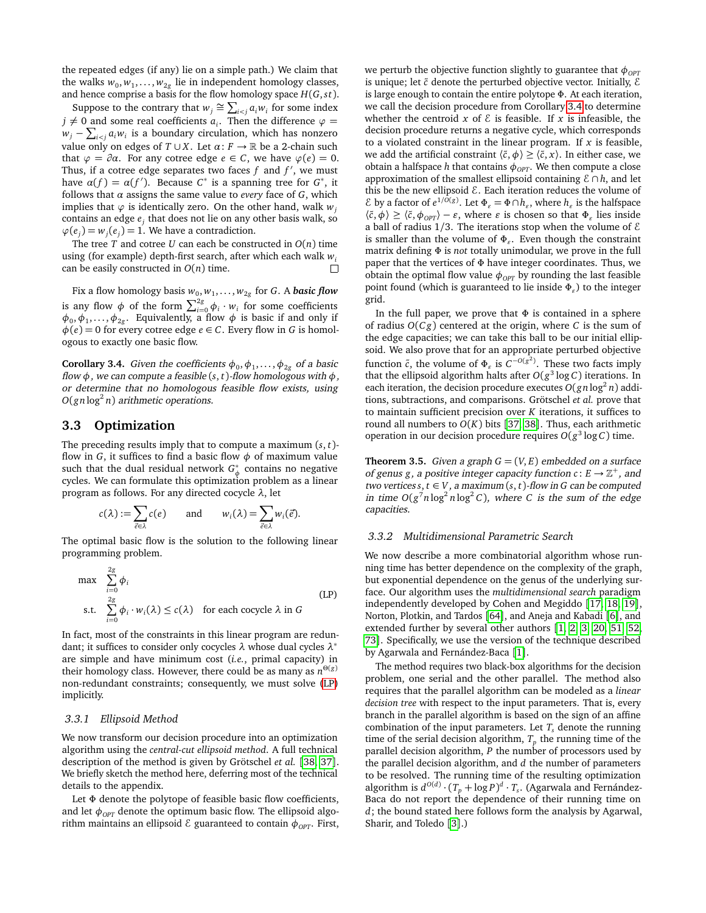the repeated edges (if any) lie on a simple path.) We claim that the walks $w_0, w_1, \ldots, w_{2g}$ lie in independent homology classes, and hence comprise a basis for the flow homology space $H(G, st)$.

Suppose to the contrary that $w_j \cong \sum_{i<j} a_i w_i$ for some index $j \neq 0$ and some real coefficients $a_i$. Then the difference $\varphi = w_j - \sum_{i<j} a_i w_i$ is a boundary circulation, which has nonzero value only on edges of $T \cup X$. Let $\alpha \colon F \to \mathbb{R}$ be a 2-chain such that $\varphi = \partial \alpha$. For any cotree edge $e \in C$, we have $\varphi(e) = 0$. Thus, if a cotree edge separates two faces $f$ and $f'$, we must have $\alpha(f) = \alpha(f')$. Because $C^*$ is a spanning tree for $G^*$, it follows that $\alpha$ assigns the same value to *every* face of $G$, which implies that $\varphi$ is identically zero. On the other hand, walk $w_j$ contains an edge $e_j$ that does not lie on any other basis walk, so $\varphi(e_j) = w_j(e_j) = 1$. We have a contradiction.

The tree $T$ and cotree $U$ can each be constructed in $O(n)$ time using (for example) depth-first search, after which each walk $w_i$ can be easily constructed in $O(n)$ time. □

Fix a flow homology basis $w_0, w_1, \ldots, w_{2g}$ for $G$. A ***basic flow*** is any flow $\phi$ of the form $\sum_{i=0}^{2g} \phi_i \cdot w_i$ for some coefficients $\phi_0, \phi_1, \ldots, \phi_{2g}$. Equivalently, a flow $\phi$ is basic if and only if $\phi(e) = 0$ for every cotree edge $e \in C$. Every flow in $G$ is homologous to exactly one basic flow.

**Corollary 3.4.** *Given the coefficients $\phi_0, \phi_1, \ldots, \phi_{2g}$ of a basic flow $\phi$, we can compute a feasible $(s,t)$-flow homologous with $\phi$, or determine that no homologous feasible flow exists, using $O(gn\log^2 n)$ arithmetic operations.*

## 3.3 Optimization

The preceding results imply that to compute a maximum $(s,t)$-flow in $G$, it suffices to find a basic flow $\phi$ of maximum value such that the dual residual network $G^*_\phi$ contains no negative cycles. We can formulate this optimization problem as a linear program as follows. For any directed cocycle $\lambda$, let

$$c(\lambda) := \sum_{\vec{e} \in \lambda} c(e) \qquad \text{and} \qquad w_i(\lambda) = \sum_{\vec{e} \in \lambda} w_i(\vec{e}).$$

The optimal basic flow is the solution to the following linear programming problem.

$$\begin{aligned} \max \quad & \sum_{i=0}^{2g} \phi_i \\ \text{s.t.} \quad & \sum_{i=0}^{2g} \phi_i \cdot w_i(\lambda) \leq c(\lambda) \quad \text{for each cocycle } \lambda \text{ in } G \end{aligned} \tag{LP}$$

In fact, most of the constraints in this linear program are redundant; it suffices to consider only cocycles $\lambda$ whose dual cycles $\lambda^*$ are simple and have minimum cost (*i.e.*, primal capacity) in their homology class. However, there could be as many as $n^{\Theta(g)}$ non-redundant constraints; consequently, we must solve (LP) implicitly.

### 3.3.1 Ellipsoid Method

We now transform our decision procedure into an optimization algorithm using the *central-cut ellipsoid method*. A full technical description of the method is given by Grötschel *et al.* [38, 37]. We briefly sketch the method here, deferring most of the technical details to the appendix.

Let $\Phi$ denote the polytope of feasible basic flow coefficients, and let $\phi_{OPT}$ denote the optimum basic flow. The ellipsoid algorithm maintains an ellipsoid $\mathcal{E}$ guaranteed to contain $\phi_{OPT}$. First, we perturb the objective function slightly to guarantee that $\phi_{OPT}$ is unique; let $\tilde{c}$ denote the perturbed objective vector. Initially, $\mathcal{E}$ is large enough to contain the entire polytope $\Phi$. At each iteration, we call the decision procedure from Corollary 3.4 to determine whether the centroid $x$ of $\mathcal{E}$ is feasible. If $x$ is infeasible, the decision procedure returns a negative cycle, which corresponds to a violated constraint in the linear program. If $x$ is feasible, we add the artificial constraint $\langle \tilde{c}, \phi \rangle \geq \langle \tilde{c}, x \rangle$. In either case, we obtain a halfspace $h$ that contains $\phi_{OPT}$. We then compute a close approximation of the smallest ellipsoid containing $\mathcal{E} \cap h$, and let this be the new ellipsoid $\mathcal{E}$. Each iteration reduces the volume of $\mathcal{E}$ by a factor of $e^{1/O(g)}$. Let $\Phi_\varepsilon = \Phi \cap h_\varepsilon$, where $h_\varepsilon$ is the halfspace $\langle \tilde{c}, \phi \rangle \geq \langle \tilde{c}, \phi_{OPT} \rangle - \varepsilon$, where $\varepsilon$ is chosen so that $\Phi_\varepsilon$ lies inside a ball of radius $1/3$. The iterations stop when the volume of $\mathcal{E}$ is smaller than the volume of $\Phi_\varepsilon$. Even though the constraint matrix defining $\Phi$ is *not* totally unimodular, we prove in the full paper that the vertices of $\Phi$ have integer coordinates. Thus, we obtain the optimal flow value $\phi_{OPT}$ by rounding the last feasible point found (which is guaranteed to lie inside $\Phi_\varepsilon$) to the integer grid.

In the full paper, we prove that $\Phi$ is contained in a sphere of radius $O(Cg)$ centered at the origin, where $C$ is the sum of the edge capacities; we can take this ball to be our initial ellipsoid. We also prove that for an appropriate perturbed objective function $\tilde{c}$, the volume of $\Phi_\varepsilon$ is $C^{-O(g^2)}$. These two facts imply that the ellipsoid algorithm halts after $O(g^3 \log C)$ iterations. In each iteration, the decision procedure executes $O(gn\log^2 n)$ additions, subtractions, and comparisons. Grötschel *et al.* prove that to maintain sufficient precision over $K$ iterations, it suffices to round all numbers to $O(K)$ bits [37, 38]. Thus, each arithmetic operation in our decision procedure requires $O(g^3 \log C)$ time.

**Theorem 3.5.** *Given a graph $G = (V,E)$ embedded on a surface of genus $g$, a positive integer capacity function $c \colon E \to \mathbb{Z}^+$, and two vertices $s,t \in V$, a maximum $(s,t)$-flow in $G$ can be computed in time $O(g^7 n \log^2 n \log^2 C)$, where $C$ is the sum of the edge capacities.*

### 3.3.2 Multidimensional Parametric Search

We now describe a more combinatorial algorithm whose running time has better dependence on the complexity of the graph, but exponential dependence on the genus of the underlying surface. Our algorithm uses the *multidimensional search* paradigm independently developed by Cohen and Megiddo [17, 18, 19], Norton, Plotkin, and Tardos [64], and Aneja and Kabadi [6], and extended further by several other authors [1, 2, 3, 20, 51, 52, 73]. Specifically, we use the version of the technique described by Agarwala and Fernández-Baca [1].

The method requires two black-box algorithms for the decision problem, one serial and the other parallel. The method also requires that the parallel algorithm can be modeled as a *linear decision tree* with respect to the input parameters. That is, every branch in the parallel algorithm is based on the sign of an affine combination of the input parameters. Let $T_s$ denote the running time of the serial decision algorithm, $T_p$ the running time of the parallel decision algorithm, $P$ the number of processors used by the parallel decision algorithm, and $d$ the number of parameters to be resolved. The running time of the resulting optimization algorithm is $d^{O(d)} \cdot (T_p + \log P)^d \cdot T_s$. (Agarwala and Fernández-Baca do not report the dependence of their running time on $d$; the bound stated here follows form the analysis by Agarwal, Sharir, and Toledo [3].)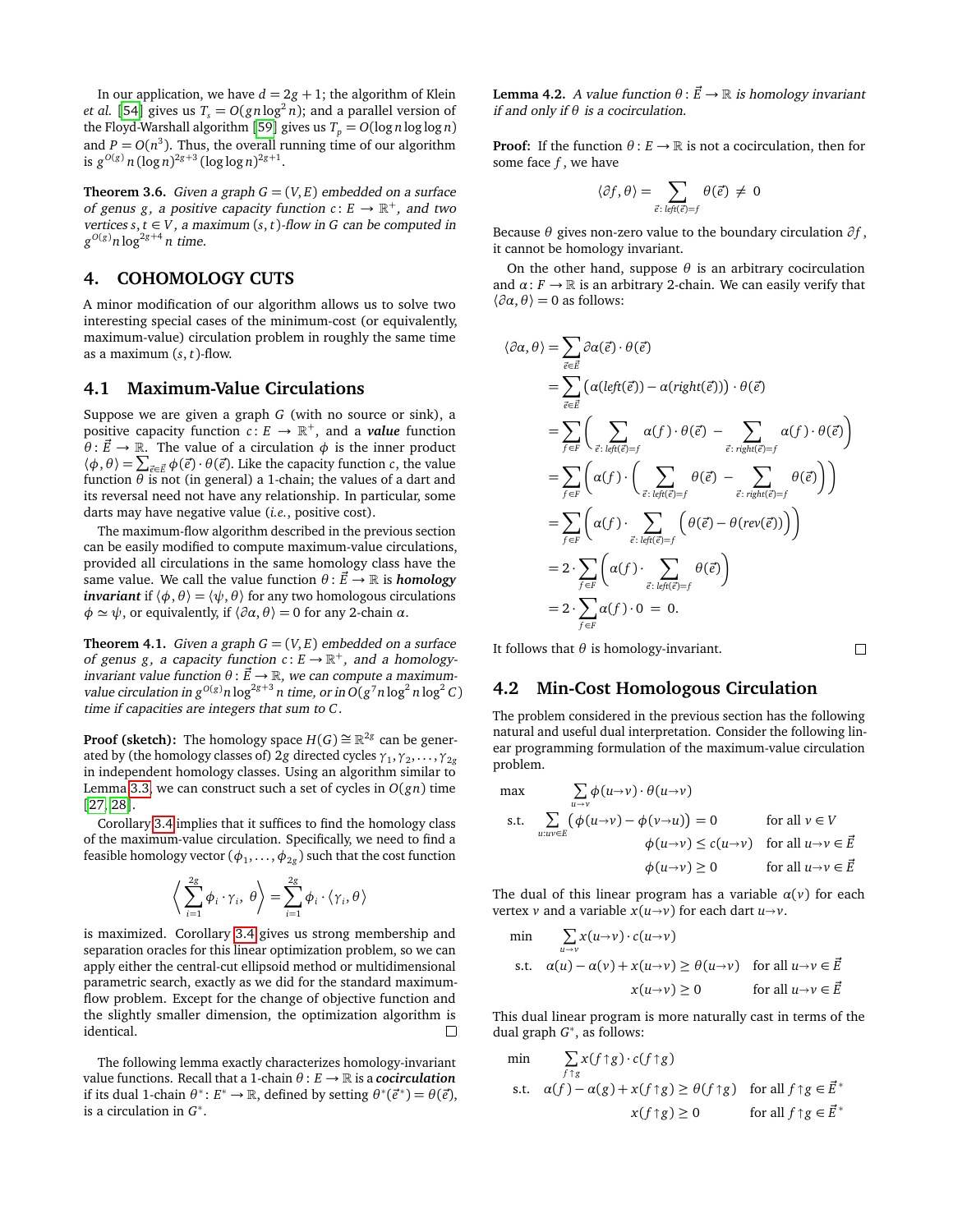In our application, we have $d = 2g + 1$; the algorithm of Klein *et al.* [54] gives us $T_s = O(gn\log^2 n)$; and a parallel version of the Floyd-Warshall algorithm [59] gives us $T_p = O(\log n \log\log n)$ and $P = O(n^3)$. Thus, the overall running time of our algorithm is $g^{O(g)}\, n\,(\log n)^{2g+3}\,(\log\log n)^{2g+1}$.

**Theorem 3.6.** *Given a graph $G = (V, E)$ embedded on a surface of genus $g$, a positive capacity function $c\colon E \to \mathbb{R}^+$, and two vertices $s, t \in V$, a maximum $(s,t)$-flow in $G$ can be computed in $g^{O(g)} n \log^{2g+4} n$ time.*

## 4. COHOMOLOGY CUTS

A minor modification of our algorithm allows us to solve two interesting special cases of the minimum-cost (or equivalently, maximum-value) circulation problem in roughly the same time as a maximum $(s,t)$-flow.

### 4.1 Maximum-Value Circulations

Suppose we are given a graph $G$ (with no source or sink), a positive capacity function $c\colon E \to \mathbb{R}^+$, and a ***value*** function $\theta\colon \vec{E} \to \mathbb{R}$. The value of a circulation $\phi$ is the inner product $\langle \phi, \theta\rangle = \sum_{\vec{e}\in\vec{E}} \phi(\vec{e})\cdot\theta(\vec{e})$. Like the capacity function $c$, the value function $\theta$ is not (in general) a 1-chain; the values of a dart and its reversal need not have any relationship. In particular, some darts may have negative value (*i.e.*, positive cost).

The maximum-flow algorithm described in the previous section can be easily modified to compute maximum-value circulations, provided all circulations in the same homology class have the same value. We call the value function $\theta\colon \vec{E} \to \mathbb{R}$ is ***homology invariant*** if $\langle \phi, \theta\rangle = \langle \psi, \theta\rangle$ for any two homologous circulations $\phi \simeq \psi$, or equivalently, if $\langle \partial\alpha, \theta\rangle = 0$ for any 2-chain $\alpha$.

**Theorem 4.1.** *Given a graph $G = (V, E)$ embedded on a surface of genus $g$, a capacity function $c\colon E \to \mathbb{R}^+$, and a homology-invariant value function $\theta\colon \vec{E} \to \mathbb{R}$, we can compute a maximum-value circulation in $g^{O(g)} n \log^{2g+3} n$ time, or in $O(g^7 n \log^2 n \log^2 C)$ time if capacities are integers that sum to $C$.*

**Proof (sketch):** The homology space $H(G) \cong \mathbb{R}^{2g}$ can be generated by (the homology classes of) $2g$ directed cycles $\gamma_1, \gamma_2, \ldots, \gamma_{2g}$ in independent homology classes. Using an algorithm similar to Lemma 3.3, we can construct such a set of cycles in $O(gn)$ time [27, 28].

Corollary 3.4 implies that it suffices to find the homology class of the maximum-value circulation. Specifically, we need to find a feasible homology vector $(\phi_1, \ldots, \phi_{2g})$ such that the cost function

$$\left\langle \sum_{i=1}^{2g} \phi_i \cdot \gamma_i,\ \theta \right\rangle = \sum_{i=1}^{2g} \phi_i \cdot \langle \gamma_i, \theta\rangle$$

is maximized. Corollary 3.4 gives us strong membership and separation oracles for this linear optimization problem, so we can apply either the central-cut ellipsoid method or multidimensional parametric search, exactly as we did for the standard maximum-flow problem. Except for the change of objective function and the slightly smaller dimension, the optimization algorithm is identical. □

The following lemma exactly characterizes homology-invariant value functions. Recall that a 1-chain $\theta\colon E \to \mathbb{R}$ is a ***cocirculation*** if its dual 1-chain $\theta^*\colon E^* \to \mathbb{R}$, defined by setting $\theta^*(\vec{e}^{\,*}) = \theta(\vec{e})$, is a circulation in $G^*$.

**Lemma 4.2.** *A value function $\theta\colon \vec{E} \to \mathbb{R}$ is homology invariant if and only if $\theta$ is a cocirculation.*

**Proof:** If the function $\theta\colon E \to \mathbb{R}$ is not a cocirculation, then for some face $f$, we have

$$\langle \partial f, \theta\rangle = \sum_{\vec{e}\colon left(\vec{e})=f} \theta(\vec{e}) \neq 0$$

Because $\theta$ gives non-zero value to the boundary circulation $\partial f$, it cannot be homology invariant.

On the other hand, suppose $\theta$ is an arbitrary cocirculation and $\alpha\colon F \to \mathbb{R}$ is an arbitrary 2-chain. We can easily verify that $\langle \partial\alpha, \theta\rangle = 0$ as follows:

$$
\begin{aligned}
\langle \partial\alpha, \theta\rangle &= \sum_{\vec{e}\in\vec{E}} \partial\alpha(\vec{e})\cdot\theta(\vec{e}) \\
&= \sum_{\vec{e}\in\vec{E}} \big(\alpha(left(\vec{e})) - \alpha(right(\vec{e}))\big)\cdot\theta(\vec{e}) \\
&= \sum_{f\in F} \left( \sum_{\vec{e}\colon left(\vec{e})=f} \alpha(f)\cdot\theta(\vec{e}) \;-\; \sum_{\vec{e}\colon right(\vec{e})=f} \alpha(f)\cdot\theta(\vec{e}) \right) \\
&= \sum_{f\in F} \left( \alpha(f)\cdot \left( \sum_{\vec{e}\colon left(\vec{e})=f} \theta(\vec{e}) \;-\; \sum_{\vec{e}\colon right(\vec{e})=f} \theta(\vec{e}) \right) \right) \\
&= \sum_{f\in F} \left( \alpha(f)\cdot \sum_{\vec{e}\colon left(\vec{e})=f} \big(\theta(\vec{e}) - \theta(rev(\vec{e}))\big) \right) \\
&= 2\cdot \sum_{f\in F} \left( \alpha(f)\cdot \sum_{\vec{e}\colon left(\vec{e})=f} \theta(\vec{e}) \right) \\
&= 2\cdot \sum_{f\in F} \alpha(f)\cdot 0 \;=\; 0.
\end{aligned}
$$

It follows that $\theta$ is homology-invariant. □

### 4.2 Min-Cost Homologous Circulation

The problem considered in the previous section has the following natural and useful dual interpretation. Consider the following linear programming formulation of the maximum-value circulation problem.

$$
\begin{array}{lll}
\max & \displaystyle\sum_{u\to v} \phi(u\to v)\cdot\theta(u\to v) & \\
\text{s.t.} & \displaystyle\sum_{u:uv\in E} \big(\phi(u\to v) - \phi(v\to u)\big) = 0 & \text{for all } v\in V \\
& \phi(u\to v) \le c(u\to v) & \text{for all } u\to v \in \vec{E} \\
& \phi(u\to v) \ge 0 & \text{for all } u\to v \in \vec{E}
\end{array}
$$

The dual of this linear program has a variable $\alpha(v)$ for each vertex $v$ and a variable $x(u\to v)$ for each dart $u\to v$.

$$
\begin{array}{lll}
\min & \displaystyle\sum_{u\to v} x(u\to v)\cdot c(u\to v) & \\
\text{s.t.} & \alpha(u) - \alpha(v) + x(u\to v) \ge \theta(u\to v) & \text{for all } u\to v \in \vec{E} \\
& x(u\to v) \ge 0 & \text{for all } u\to v \in \vec{E}
\end{array}
$$

This dual linear program is more naturally cast in terms of the dual graph $G^*$, as follows:

$$
\begin{array}{lll}
\min & \displaystyle\sum_{f\uparrow g} x(f\uparrow g)\cdot c(f\uparrow g) & \\
\text{s.t.} & \alpha(f) - \alpha(g) + x(f\uparrow g) \ge \theta(f\uparrow g) & \text{for all } f\uparrow g \in \vec{E}^* \\
& x(f\uparrow g) \ge 0 & \text{for all } f\uparrow g \in \vec{E}^*
\end{array}
$$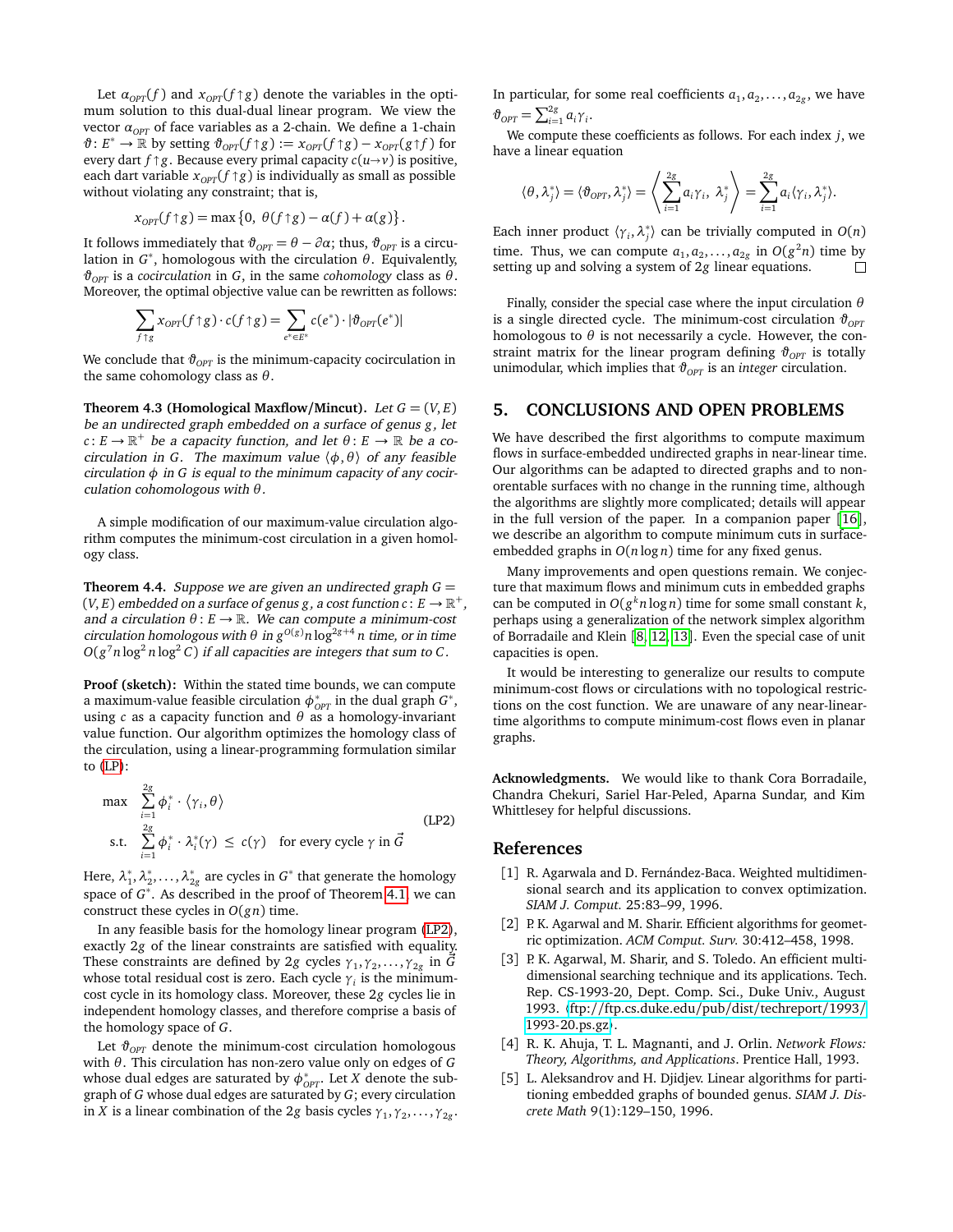Let $\alpha_{OPT}(f)$ and $x_{OPT}(f\uparrow g)$ denote the variables in the optimum solution to this dual-dual linear program. We view the vector $\alpha_{OPT}$ of face variables as a 2-chain. We define a 1-chain $\vartheta\colon E^* \to \mathbb{R}$ by setting $\vartheta_{OPT}(f\uparrow g) := x_{OPT}(f\uparrow g) - x_{OPT}(g\uparrow f)$ for every dart $f\uparrow g$. Because every primal capacity $c(u\to v)$ is positive, each dart variable $x_{OPT}(f\uparrow g)$ is individually as small as possible without violating any constraint; that is,

$$x_{OPT}(f\uparrow g) = \max\{0,\ \theta(f\uparrow g) - \alpha(f) + \alpha(g)\}.$$

It follows immediately that $\vartheta_{OPT} = \theta - \partial\alpha$; thus, $\vartheta_{OPT}$ is a circulation in $G^*$, homologous with the circulation $\theta$. Equivalently, $\vartheta_{OPT}$ is a *cocirculation* in $G$, in the same *cohomology* class as $\theta$. Moreover, the optimal objective value can be rewritten as follows:

$$\sum_{f\uparrow g} x_{OPT}(f\uparrow g)\cdot c(f\uparrow g) = \sum_{e^*\in E^*} c(e^*)\cdot |\vartheta_{OPT}(e^*)|$$

We conclude that $\vartheta_{OPT}$ is the minimum-capacity cocirculation in the same cohomology class as $\theta$.

**Theorem 4.3 (Homological Maxflow/Mincut).** *Let $G = (V, E)$ be an undirected graph embedded on a surface of genus $g$, let $c\colon E \to \mathbb{R}^+$ be a capacity function, and let $\theta\colon E \to \mathbb{R}$ be a circulation in $G$. The maximum value $\langle \phi, \theta\rangle$ of any feasible circulation $\phi$ in $G$ is equal to the minimum capacity of any cocirculation cohomologous with $\theta$.*

A simple modification of our maximum-value circulation algorithm computes the minimum-cost circulation in a given homology class.

**Theorem 4.4.** *Suppose we are given an undirected graph $G = (V, E)$ embedded on a surface of genus $g$, a cost function $c\colon E \to \mathbb{R}^+$, and a circulation $\theta\colon E \to \mathbb{R}$. We can compute a minimum-cost circulation homologous with $\theta$ in $g^{O(g)} n \log^{2g+4} n$ time, or in time $O(g^7 n \log^2 n \log^2 C)$ if all capacities are integers that sum to $C$.*

**Proof (sketch):** Within the stated time bounds, we can compute a maximum-value feasible circulation $\phi^*_{OPT}$ in the dual graph $G^*$, using $c$ as a capacity function and $\theta$ as a homology-invariant value function. Our algorithm optimizes the homology class of the circulation, using a linear-programming formulation similar to (LP):

$$\begin{aligned} \max \quad & \sum_{i=1}^{2g} \phi_i^* \cdot \langle \gamma_i, \theta\rangle \\ \text{s.t.} \quad & \sum_{i=1}^{2g} \phi_i^* \cdot \lambda_i^*(\gamma) \le c(\gamma) \quad \text{for every cycle } \gamma \text{ in } \vec{G} \end{aligned} \qquad \text{(LP2)}$$

Here, $\lambda_1^*, \lambda_2^*, \ldots, \lambda_{2g}^*$ are cycles in $G^*$ that generate the homology space of $G^*$. As described in the proof of Theorem 4.1, we can construct these cycles in $O(gn)$ time.

In any feasible basis for the homology linear program (LP2), exactly $2g$ of the linear constraints are satisfied with equality. These constraints are defined by $2g$ cycles $\gamma_1, \gamma_2, \ldots, \gamma_{2g}$ in $\vec{G}$ whose total residual cost is zero. Each cycle $\gamma_i$ is the minimum-cost cycle in its homology class. Moreover, these $2g$ cycles lie in independent homology classes, and therefore comprise a basis of the homology space of $G$.

Let $\vartheta_{OPT}$ denote the minimum-cost circulation homologous with $\theta$. This circulation has non-zero value only on edges of $G$ whose dual edges are saturated by $\phi^*_{OPT}$. Let $X$ denote the subgraph of $G$ whose dual edges are saturated by $G$; every circulation in $X$ is a linear combination of the $2g$ basis cycles $\gamma_1, \gamma_2, \ldots, \gamma_{2g}$. In particular, for some real coefficients $a_1, a_2, \ldots, a_{2g}$, we have $\vartheta_{OPT} = \sum_{i=1}^{2g} a_i \gamma_i$.

We compute these coefficients as follows. For each index $j$, we have a linear equation

$$\langle \theta, \lambda_j^*\rangle = \langle \vartheta_{OPT}, \lambda_j^*\rangle = \left\langle \sum_{i=1}^{2g} a_i\gamma_i,\ \lambda_j^*\right\rangle = \sum_{i=1}^{2g} a_i\langle \gamma_i, \lambda_j^*\rangle.$$

Each inner product $\langle \gamma_i, \lambda_j^*\rangle$ can be trivially computed in $O(n)$ time. Thus, we can compute $a_1, a_2, \ldots, a_{2g}$ in $O(g^2 n)$ time by setting up and solving a system of $2g$ linear equations. □

Finally, consider the special case where the input circulation $\theta$ is a single directed cycle. The minimum-cost circulation $\vartheta_{OPT}$ homologous to $\theta$ is not necessarily a cycle. However, the constraint matrix for the linear program defining $\vartheta_{OPT}$ is totally unimodular, which implies that $\vartheta_{OPT}$ is an *integer* circulation.

## 5. CONCLUSIONS AND OPEN PROBLEMS

We have described the first algorithms to compute maximum flows in surface-embedded undirected graphs in near-linear time. Our algorithms can be adapted to directed graphs and to non-orientable surfaces with no change in the running time, although the algorithms are slightly more complicated; details will appear in the full version of the paper. In a companion paper [16], we describe an algorithm to compute minimum cuts in surface-embedded graphs in $O(n \log n)$ time for any fixed genus.

Many improvements and open questions remain. We conjecture that maximum flows and minimum cuts in embedded graphs can be computed in $O(g^k n \log n)$ time for some small constant $k$, perhaps using a generalization of the network simplex algorithm of Borradaile and Klein [8, 12, 13]. Even the special case of unit capacities is open.

It would be interesting to generalize our results to compute minimum-cost flows or circulations with no topological restrictions on the cost function. We are unaware of any near-linear-time algorithms to compute minimum-cost flows even in planar graphs.

**Acknowledgments.** We would like to thank Cora Borradaile, Chandra Chekuri, Sariel Har-Peled, Aparna Sundar, and Kim Whittlesey for helpful discussions.

## References

[1] R. Agarwala and D. Fernández-Baca. Weighted multidimensional search and its application to convex optimization. *SIAM J. Comput.* 25:83–99, 1996.

[2] P. K. Agarwal and M. Sharir. Efficient algorithms for geometric optimization. *ACM Comput. Surv.* 30:412–458, 1998.

[3] P. K. Agarwal, M. Sharir, and S. Toledo. An efficient multidimensional searching technique and its applications. Tech. Rep. CS-1993-20, Dept. Comp. Sci., Duke Univ., August 1993. ⟨ftp://ftp.cs.duke.edu/pub/dist/techreport/1993/1993-20.ps.gz⟩.

[4] R. K. Ahuja, T. L. Magnanti, and J. Orlin. *Network Flows: Theory, Algorithms, and Applications*. Prentice Hall, 1993.

[5] L. Aleksandrov and H. Djidjev. Linear algorithms for partitioning embedded graphs of bounded genus. *SIAM J. Discrete Math* 9(1):129–150, 1996.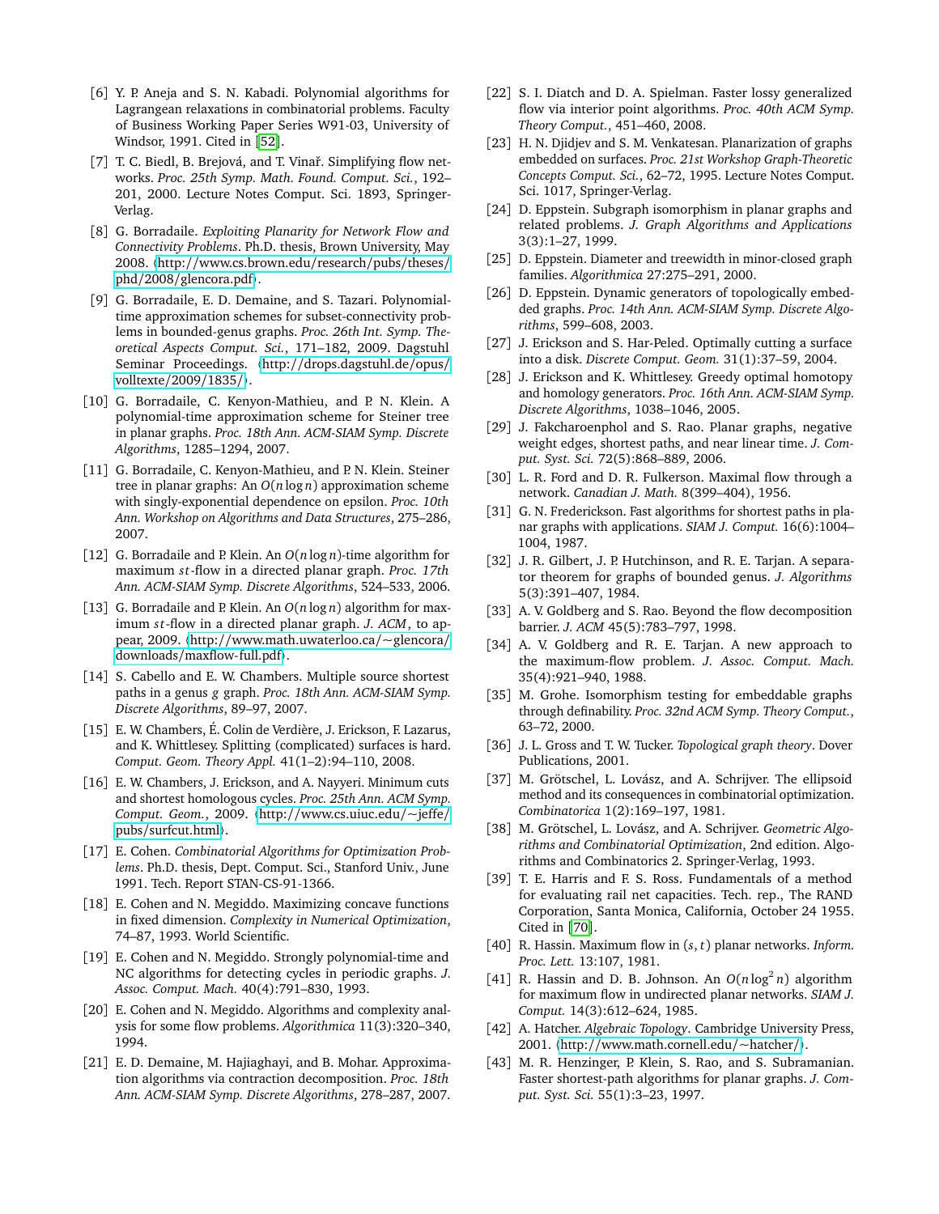[6] Y. P. Aneja and S. N. Kabadi. Polynomial algorithms for Lagrangean relaxations in combinatorial problems. Faculty of Business Working Paper Series W91-03, University of Windsor, 1991. Cited in [52].

[7] T. C. Biedl, B. Brejová, and T. Vinař. Simplifying flow networks. *Proc. 25th Symp. Math. Found. Comput. Sci.*, 192–201, 2000. Lecture Notes Comput. Sci. 1893, Springer-Verlag.

[8] G. Borradaile. *Exploiting Planarity for Network Flow and Connectivity Problems*. Ph.D. thesis, Brown University, May 2008. ⟨http://www.cs.brown.edu/research/pubs/theses/phd/2008/glencora.pdf⟩.

[9] G. Borradaile, E. D. Demaine, and S. Tazari. Polynomial-time approximation schemes for subset-connectivity problems in bounded-genus graphs. *Proc. 26th Int. Symp. Theoretical Aspects Comput. Sci.*, 171–182, 2009. Dagstuhl Seminar Proceedings. ⟨http://drops.dagstuhl.de/opus/volltexte/2009/1835/⟩.

[10] G. Borradaile, C. Kenyon-Mathieu, and P. N. Klein. A polynomial-time approximation scheme for Steiner tree in planar graphs. *Proc. 18th Ann. ACM-SIAM Symp. Discrete Algorithms*, 1285–1294, 2007.

[11] G. Borradaile, C. Kenyon-Mathieu, and P. N. Klein. Steiner tree in planar graphs: An $O(n \log n)$ approximation scheme with singly-exponential dependence on epsilon. *Proc. 10th Ann. Workshop on Algorithms and Data Structures*, 275–286, 2007.

[12] G. Borradaile and P. Klein. An $O(n \log n)$-time algorithm for maximum $st$-flow in a directed planar graph. *Proc. 17th Ann. ACM-SIAM Symp. Discrete Algorithms*, 524–533, 2006.

[13] G. Borradaile and P. Klein. An $O(n \log n)$ algorithm for maximum $st$-flow in a directed planar graph. *J. ACM*, to appear, 2009. ⟨http://www.math.uwaterloo.ca/~glencora/downloads/maxflow-full.pdf⟩.

[14] S. Cabello and E. W. Chambers. Multiple source shortest paths in a genus $g$ graph. *Proc. 18th Ann. ACM-SIAM Symp. Discrete Algorithms*, 89–97, 2007.

[15] E. W. Chambers, É. Colin de Verdière, J. Erickson, F. Lazarus, and K. Whittlesey. Splitting (complicated) surfaces is hard. *Comput. Geom. Theory Appl.* 41(1–2):94–110, 2008.

[16] E. W. Chambers, J. Erickson, and A. Nayyeri. Minimum cuts and shortest homologous cycles. *Proc. 25th Ann. ACM Symp. Comput. Geom.*, 2009. ⟨http://www.cs.uiuc.edu/~jeffe/pubs/surfcut.html⟩.

[17] E. Cohen. *Combinatorial Algorithms for Optimization Problems*. Ph.D. thesis, Dept. Comput. Sci., Stanford Univ., June 1991. Tech. Report STAN-CS-91-1366.

[18] E. Cohen and N. Megiddo. Maximizing concave functions in fixed dimension. *Complexity in Numerical Optimization*, 74–87, 1993. World Scientific.

[19] E. Cohen and N. Megiddo. Strongly polynomial-time and NC algorithms for detecting cycles in periodic graphs. *J. Assoc. Comput. Mach.* 40(4):791–830, 1993.

[20] E. Cohen and N. Megiddo. Algorithms and complexity analysis for some flow problems. *Algorithmica* 11(3):320–340, 1994.

[21] E. D. Demaine, M. Hajiaghayi, and B. Mohar. Approximation algorithms via contraction decomposition. *Proc. 18th Ann. ACM-SIAM Symp. Discrete Algorithms*, 278–287, 2007.

[22] S. I. Diatch and D. A. Spielman. Faster lossy generalized flow via interior point algorithms. *Proc. 40th ACM Symp. Theory Comput.*, 451–460, 2008.

[23] H. N. Djidjev and S. M. Venkatesan. Planarization of graphs embedded on surfaces. *Proc. 21st Workshop Graph-Theoretic Concepts Comput. Sci.*, 62–72, 1995. Lecture Notes Comput. Sci. 1017, Springer-Verlag.

[24] D. Eppstein. Subgraph isomorphism in planar graphs and related problems. *J. Graph Algorithms and Applications* 3(3):1–27, 1999.

[25] D. Eppstein. Diameter and treewidth in minor-closed graph families. *Algorithmica* 27:275–291, 2000.

[26] D. Eppstein. Dynamic generators of topologically embedded graphs. *Proc. 14th Ann. ACM-SIAM Symp. Discrete Algorithms*, 599–608, 2003.

[27] J. Erickson and S. Har-Peled. Optimally cutting a surface into a disk. *Discrete Comput. Geom.* 31(1):37–59, 2004.

[28] J. Erickson and K. Whittlesey. Greedy optimal homotopy and homology generators. *Proc. 16th Ann. ACM-SIAM Symp. Discrete Algorithms*, 1038–1046, 2005.

[29] J. Fakcharoenphol and S. Rao. Planar graphs, negative weight edges, shortest paths, and near linear time. *J. Comput. Syst. Sci.* 72(5):868–889, 2006.

[30] L. R. Ford and D. R. Fulkerson. Maximal flow through a network. *Canadian J. Math.* 8(399–404), 1956.

[31] G. N. Frederickson. Fast algorithms for shortest paths in planar graphs with applications. *SIAM J. Comput.* 16(6):1004–1004, 1987.

[32] J. R. Gilbert, J. P. Hutchinson, and R. E. Tarjan. A separator theorem for graphs of bounded genus. *J. Algorithms* 5(3):391–407, 1984.

[33] A. V. Goldberg and S. Rao. Beyond the flow decomposition barrier. *J. ACM* 45(5):783–797, 1998.

[34] A. V. Goldberg and R. E. Tarjan. A new approach to the maximum-flow problem. *J. Assoc. Comput. Mach.* 35(4):921–940, 1988.

[35] M. Grohe. Isomorphism testing for embeddable graphs through definability. *Proc. 32nd ACM Symp. Theory Comput.*, 63–72, 2000.

[36] J. L. Gross and T. W. Tucker. *Topological graph theory*. Dover Publications, 2001.

[37] M. Grötschel, L. Lovász, and A. Schrijver. The ellipsoid method and its consequences in combinatorial optimization. *Combinatorica* 1(2):169–197, 1981.

[38] M. Grötschel, L. Lovász, and A. Schrijver. *Geometric Algorithms and Combinatorial Optimization*, 2nd edition. Algorithms and Combinatorics 2. Springer-Verlag, 1993.

[39] T. E. Harris and F. S. Ross. Fundamentals of a method for evaluating rail net capacities. Tech. rep., The RAND Corporation, Santa Monica, California, October 24 1955. Cited in [70].

[40] R. Hassin. Maximum flow in $(s, t)$ planar networks. *Inform. Proc. Lett.* 13:107, 1981.

[41] R. Hassin and D. B. Johnson. An $O(n \log^2 n)$ algorithm for maximum flow in undirected planar networks. *SIAM J. Comput.* 14(3):612–624, 1985.

[42] A. Hatcher. *Algebraic Topology*. Cambridge University Press, 2001. ⟨http://www.math.cornell.edu/~hatcher/⟩.

[43] M. R. Henzinger, P. Klein, S. Rao, and S. Subramanian. Faster shortest-path algorithms for planar graphs. *J. Comput. Syst. Sci.* 55(1):3–23, 1997.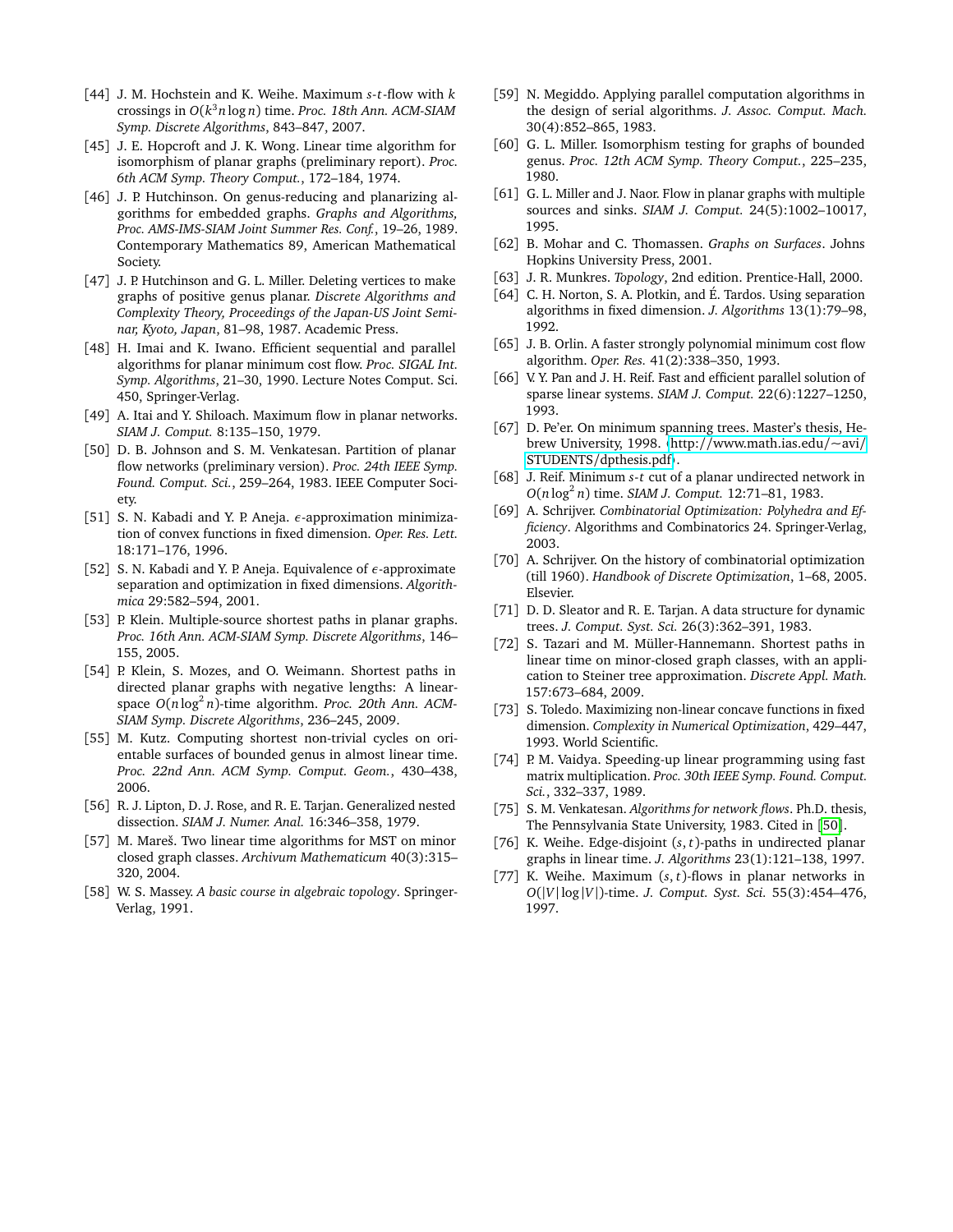[44] J. M. Hochstein and K. Weihe. Maximum $s$-$t$-flow with $k$ crossings in $O(k^3 n \log n)$ time. *Proc. 18th Ann. ACM-SIAM Symp. Discrete Algorithms*, 843–847, 2007.

[45] J. E. Hopcroft and J. K. Wong. Linear time algorithm for isomorphism of planar graphs (preliminary report). *Proc. 6th ACM Symp. Theory Comput.*, 172–184, 1974.

[46] J. P. Hutchinson. On genus-reducing and planarizing algorithms for embedded graphs. *Graphs and Algorithms, Proc. AMS-IMS-SIAM Joint Summer Res. Conf.*, 19–26, 1989. Contemporary Mathematics 89, American Mathematical Society.

[47] J. P. Hutchinson and G. L. Miller. Deleting vertices to make graphs of positive genus planar. *Discrete Algorithms and Complexity Theory, Proceedings of the Japan-US Joint Seminar, Kyoto, Japan*, 81–98, 1987. Academic Press.

[48] H. Imai and K. Iwano. Efficient sequential and parallel algorithms for planar minimum cost flow. *Proc. SIGAL Int. Symp. Algorithms*, 21–30, 1990. Lecture Notes Comput. Sci. 450, Springer-Verlag.

[49] A. Itai and Y. Shiloach. Maximum flow in planar networks. *SIAM J. Comput.* 8:135–150, 1979.

[50] D. B. Johnson and S. M. Venkatesan. Partition of planar flow networks (preliminary version). *Proc. 24th IEEE Symp. Found. Comput. Sci.*, 259–264, 1983. IEEE Computer Society.

[51] S. N. Kabadi and Y. P. Aneja. $\epsilon$-approximation minimization of convex functions in fixed dimension. *Oper. Res. Lett.* 18:171–176, 1996.

[52] S. N. Kabadi and Y. P. Aneja. Equivalence of $\epsilon$-approximate separation and optimization in fixed dimensions. *Algorithmica* 29:582–594, 2001.

[53] P. Klein. Multiple-source shortest paths in planar graphs. *Proc. 16th Ann. ACM-SIAM Symp. Discrete Algorithms*, 146–155, 2005.

[54] P. Klein, S. Mozes, and O. Weimann. Shortest paths in directed planar graphs with negative lengths: A linear-space $O(n \log^2 n)$-time algorithm. *Proc. 20th Ann. ACM-SIAM Symp. Discrete Algorithms*, 236–245, 2009.

[55] M. Kutz. Computing shortest non-trivial cycles on orientable surfaces of bounded genus in almost linear time. *Proc. 22nd Ann. ACM Symp. Comput. Geom.*, 430–438, 2006.

[56] R. J. Lipton, D. J. Rose, and R. E. Tarjan. Generalized nested dissection. *SIAM J. Numer. Anal.* 16:346–358, 1979.

[57] M. Mareš. Two linear time algorithms for MST on minor closed graph classes. *Archivum Mathematicum* 40(3):315–320, 2004.

[58] W. S. Massey. *A basic course in algebraic topology*. Springer-Verlag, 1991.

[59] N. Megiddo. Applying parallel computation algorithms in the design of serial algorithms. *J. Assoc. Comput. Mach.* 30(4):852–865, 1983.

[60] G. L. Miller. Isomorphism testing for graphs of bounded genus. *Proc. 12th ACM Symp. Theory Comput.*, 225–235, 1980.

[61] G. L. Miller and J. Naor. Flow in planar graphs with multiple sources and sinks. *SIAM J. Comput.* 24(5):1002–10017, 1995.

[62] B. Mohar and C. Thomassen. *Graphs on Surfaces*. Johns Hopkins University Press, 2001.

[63] J. R. Munkres. *Topology*, 2nd edition. Prentice-Hall, 2000.

[64] C. H. Norton, S. A. Plotkin, and É. Tardos. Using separation algorithms in fixed dimension. *J. Algorithms* 13(1):79–98, 1992.

[65] J. B. Orlin. A faster strongly polynomial minimum cost flow algorithm. *Oper. Res.* 41(2):338–350, 1993.

[66] V. Y. Pan and J. H. Reif. Fast and efficient parallel solution of sparse linear systems. *SIAM J. Comput.* 22(6):1227–1250, 1993.

[67] D. Pe'er. On minimum spanning trees. Master's thesis, Hebrew University, 1998. ⟨http://www.math.ias.edu/~avi/STUDENTS/dpthesis.pdf⟩.

[68] J. Reif. Minimum $s$-$t$ cut of a planar undirected network in $O(n \log^2 n)$ time. *SIAM J. Comput.* 12:71–81, 1983.

[69] A. Schrijver. *Combinatorial Optimization: Polyhedra and Efficiency*. Algorithms and Combinatorics 24. Springer-Verlag, 2003.

[70] A. Schrijver. On the history of combinatorial optimization (till 1960). *Handbook of Discrete Optimization*, 1–68, 2005. Elsevier.

[71] D. D. Sleator and R. E. Tarjan. A data structure for dynamic trees. *J. Comput. Syst. Sci.* 26(3):362–391, 1983.

[72] S. Tazari and M. Müller-Hannemann. Shortest paths in linear time on minor-closed graph classes, with an application to Steiner tree approximation. *Discrete Appl. Math.* 157:673–684, 2009.

[73] S. Toledo. Maximizing non-linear concave functions in fixed dimension. *Complexity in Numerical Optimization*, 429–447, 1993. World Scientific.

[74] P. M. Vaidya. Speeding-up linear programming using fast matrix multiplication. *Proc. 30th IEEE Symp. Found. Comput. Sci.*, 332–337, 1989.

[75] S. M. Venkatesan. *Algorithms for network flows*. Ph.D. thesis, The Pennsylvania State University, 1983. Cited in [50].

[76] K. Weihe. Edge-disjoint $(s,t)$-paths in undirected planar graphs in linear time. *J. Algorithms* 23(1):121–138, 1997.

[77] K. Weihe. Maximum $(s,t)$-flows in planar networks in $O(|V| \log |V|)$-time. *J. Comput. Syst. Sci.* 55(3):454–476, 1997.